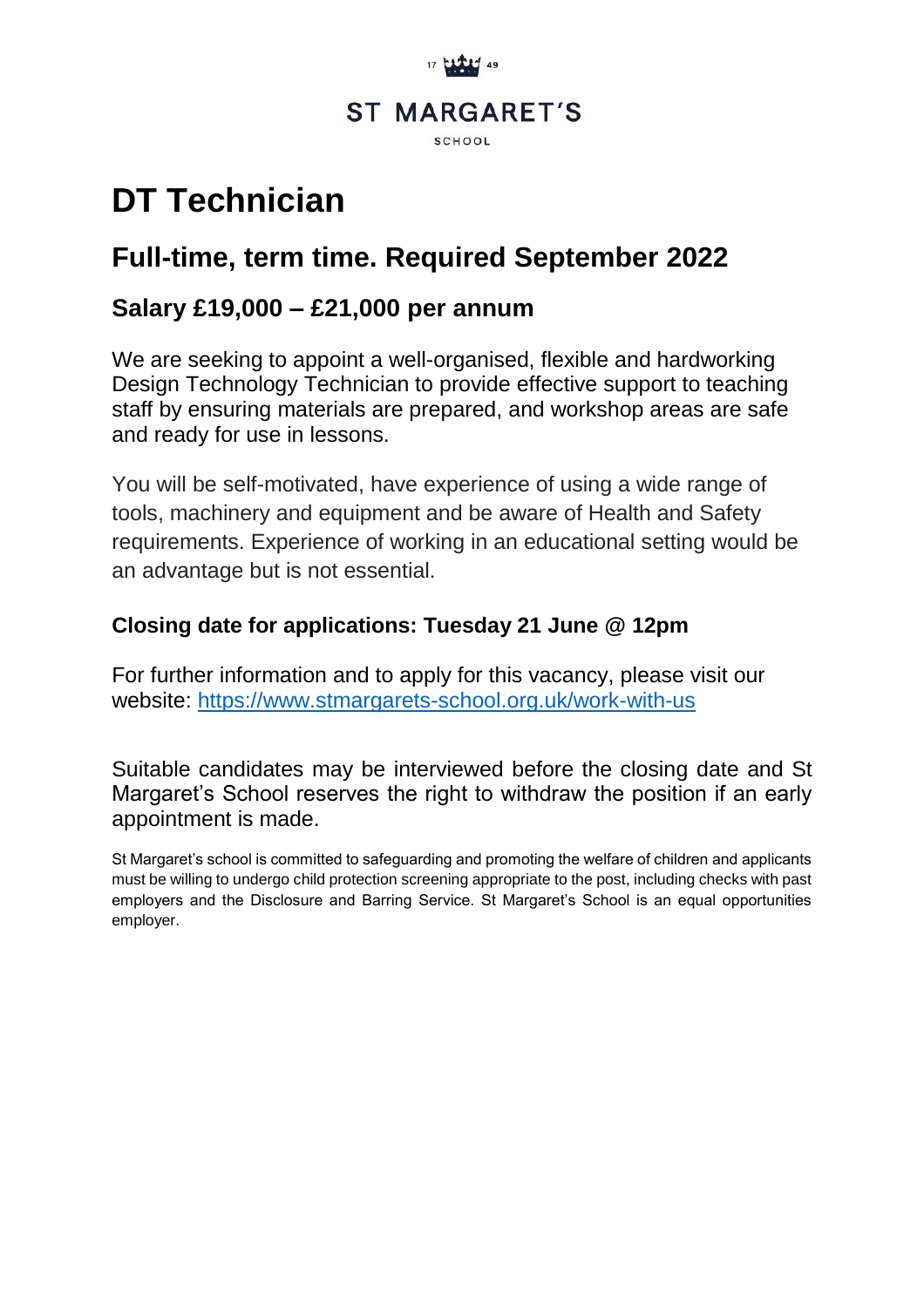17 49

ST MARGARET'S

SCHOOL

# DT Technician

## Full-time, term time. Required September 2022

### Salary £19,000 – £21,000 per annum

We are seeking to appoint a well-organised, flexible and hardworking Design Technology Technician to provide effective support to teaching staff by ensuring materials are prepared, and workshop areas are safe and ready for use in lessons.

You will be self-motivated, have experience of using a wide range of tools, machinery and equipment and be aware of Health and Safety requirements. Experience of working in an educational setting would be an advantage but is not essential.

**Closing date for applications: Tuesday 21 June @ 12pm**

For further information and to apply for this vacancy, please visit our website: [https://www.stmargarets-school.org.uk/work-with-us](https://www.stmargarets-school.org.uk/work-with-us)

Suitable candidates may be interviewed before the closing date and St Margaret's School reserves the right to withdraw the position if an early appointment is made.

St Margaret's school is committed to safeguarding and promoting the welfare of children and applicants must be willing to undergo child protection screening appropriate to the post, including checks with past employers and the Disclosure and Barring Service. St Margaret's School is an equal opportunities employer.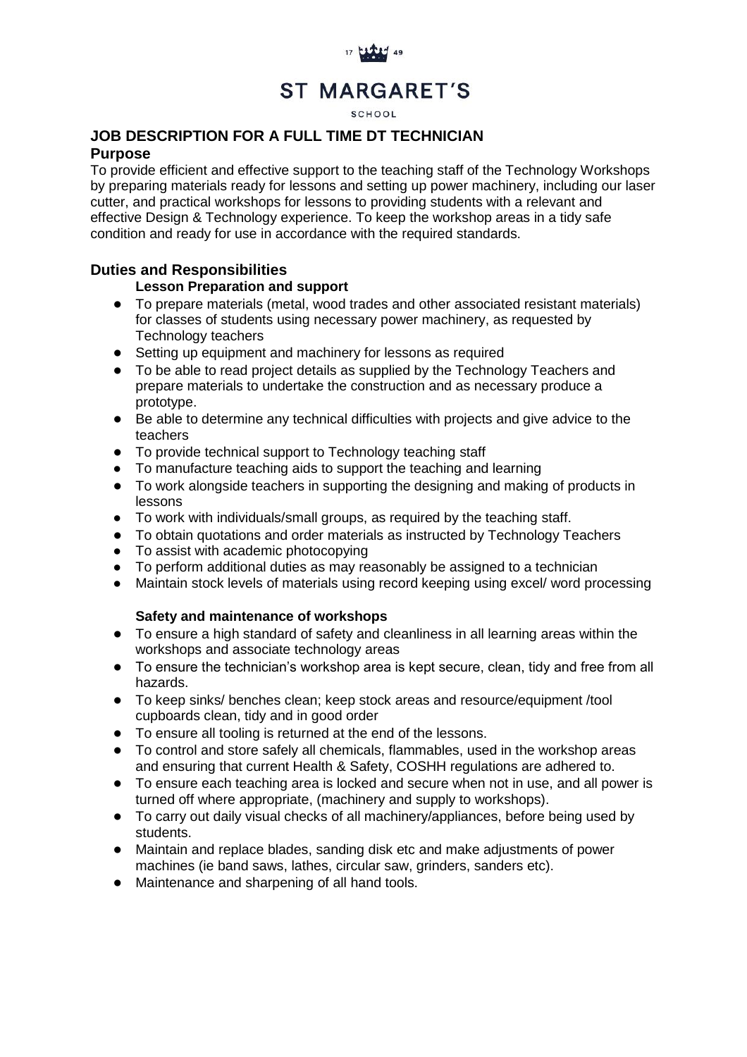# ST MARGARET'S

SCHOOL

## JOB DESCRIPTION FOR A FULL TIME DT TECHNICIAN

### Purpose

To provide efficient and effective support to the teaching staff of the Technology Workshops by preparing materials ready for lessons and setting up power machinery, including our laser cutter, and practical workshops for lessons to providing students with a relevant and effective Design & Technology experience. To keep the workshop areas in a tidy safe condition and ready for use in accordance with the required standards.

### Duties and Responsibilities

**Lesson Preparation and support**

- To prepare materials (metal, wood trades and other associated resistant materials) for classes of students using necessary power machinery, as requested by Technology teachers
- Setting up equipment and machinery for lessons as required
- To be able to read project details as supplied by the Technology Teachers and prepare materials to undertake the construction and as necessary produce a prototype.
- Be able to determine any technical difficulties with projects and give advice to the teachers
- To provide technical support to Technology teaching staff
- To manufacture teaching aids to support the teaching and learning
- To work alongside teachers in supporting the designing and making of products in lessons
- To work with individuals/small groups, as required by the teaching staff.
- To obtain quotations and order materials as instructed by Technology Teachers
- To assist with academic photocopying
- To perform additional duties as may reasonably be assigned to a technician
- Maintain stock levels of materials using record keeping using excel/ word processing

**Safety and maintenance of workshops**

- To ensure a high standard of safety and cleanliness in all learning areas within the workshops and associate technology areas
- To ensure the technician's workshop area is kept secure, clean, tidy and free from all hazards.
- To keep sinks/ benches clean; keep stock areas and resource/equipment /tool cupboards clean, tidy and in good order
- To ensure all tooling is returned at the end of the lessons.
- To control and store safely all chemicals, flammables, used in the workshop areas and ensuring that current Health & Safety, COSHH regulations are adhered to.
- To ensure each teaching area is locked and secure when not in use, and all power is turned off where appropriate, (machinery and supply to workshops).
- To carry out daily visual checks of all machinery/appliances, before being used by students.
- Maintain and replace blades, sanding disk etc and make adjustments of power machines (ie band saws, lathes, circular saw, grinders, sanders etc).
- Maintenance and sharpening of all hand tools.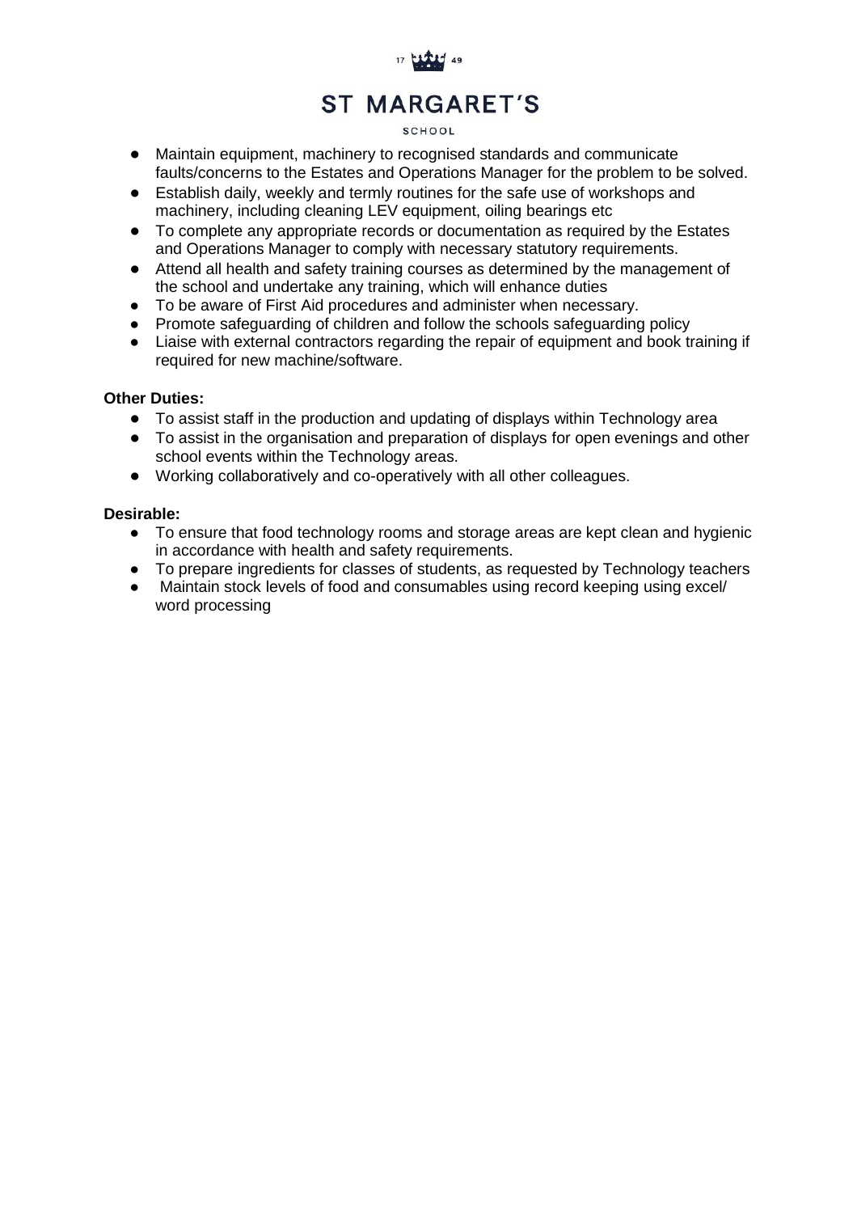- Maintain equipment, machinery to recognised standards and communicate faults/concerns to the Estates and Operations Manager for the problem to be solved.
- Establish daily, weekly and termly routines for the safe use of workshops and machinery, including cleaning LEV equipment, oiling bearings etc
- To complete any appropriate records or documentation as required by the Estates and Operations Manager to comply with necessary statutory requirements.
- Attend all health and safety training courses as determined by the management of the school and undertake any training, which will enhance duties
- To be aware of First Aid procedures and administer when necessary.
- Promote safeguarding of children and follow the schools safeguarding policy
- Liaise with external contractors regarding the repair of equipment and book training if required for new machine/software.

**Other Duties:**

- To assist staff in the production and updating of displays within Technology area
- To assist in the organisation and preparation of displays for open evenings and other school events within the Technology areas.
- Working collaboratively and co-operatively with all other colleagues.

**Desirable:**

- To ensure that food technology rooms and storage areas are kept clean and hygienic in accordance with health and safety requirements.
- To prepare ingredients for classes of students, as requested by Technology teachers
- Maintain stock levels of food and consumables using record keeping using excel/ word processing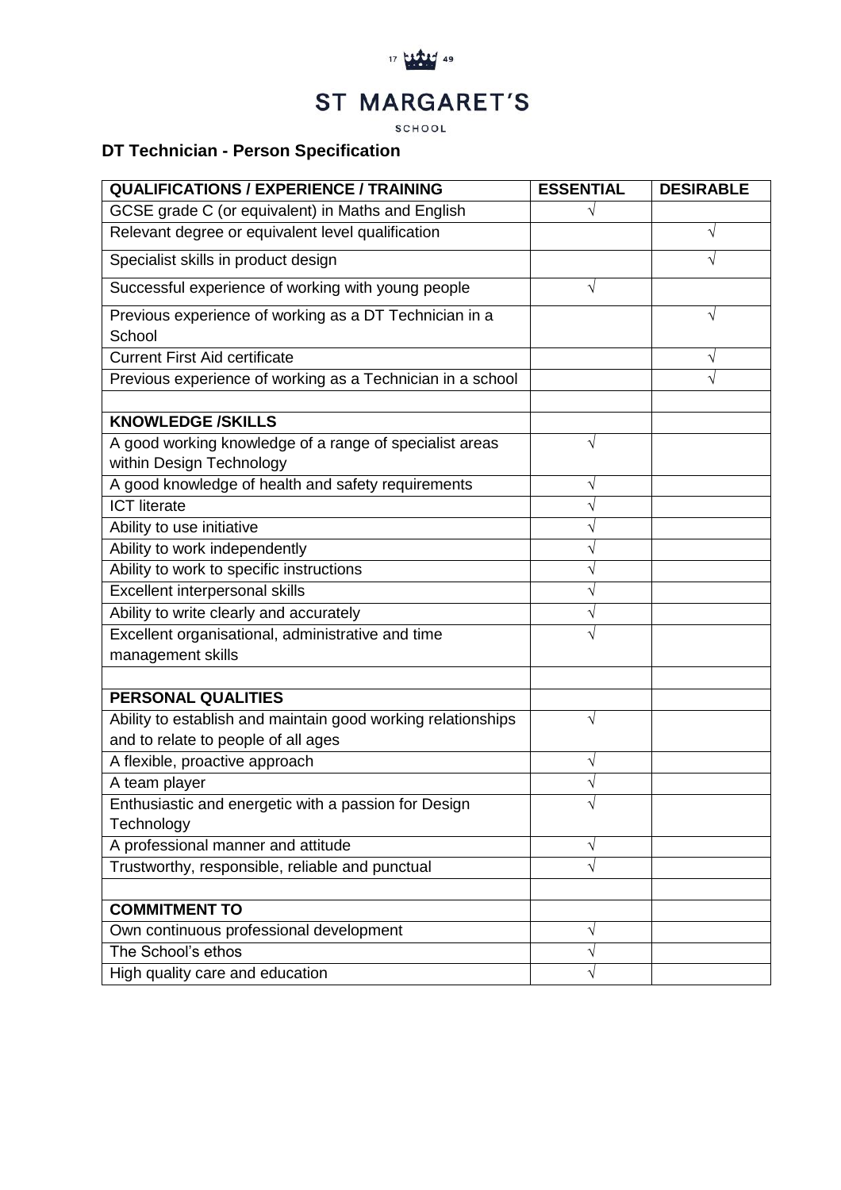17 49

# ST MARGARET'S

SCHOOL

## DT Technician - Person Specification

| QUALIFICATIONS / EXPERIENCE / TRAINING | ESSENTIAL | DESIRABLE |
|---|---|---|
| GCSE grade C (or equivalent) in Maths and English | √ | |
| Relevant degree or equivalent level qualification | | √ |
| Specialist skills in product design | | √ |
| Successful experience of working with young people | √ | |
| Previous experience of working as a DT Technician in a School | | √ |
| Current First Aid certificate | | √ |
| Previous experience of working as a Technician in a school | | √ |
| | | |
| **KNOWLEDGE /SKILLS** | | |
| A good working knowledge of a range of specialist areas within Design Technology | √ | |
| A good knowledge of health and safety requirements | √ | |
| ICT literate | √ | |
| Ability to use initiative | √ | |
| Ability to work independently | √ | |
| Ability to work to specific instructions | √ | |
| Excellent interpersonal skills | √ | |
| Ability to write clearly and accurately | √ | |
| Excellent organisational, administrative and time management skills | √ | |
| | | |
| **PERSONAL QUALITIES** | | |
| Ability to establish and maintain good working relationships and to relate to people of all ages | √ | |
| A flexible, proactive approach | √ | |
| A team player | √ | |
| Enthusiastic and energetic with a passion for Design Technology | √ | |
| A professional manner and attitude | √ | |
| Trustworthy, responsible, reliable and punctual | √ | |
| | | |
| **COMMITMENT TO** | | |
| Own continuous professional development | √ | |
| The School's ethos | √ | |
| High quality care and education | √ | |